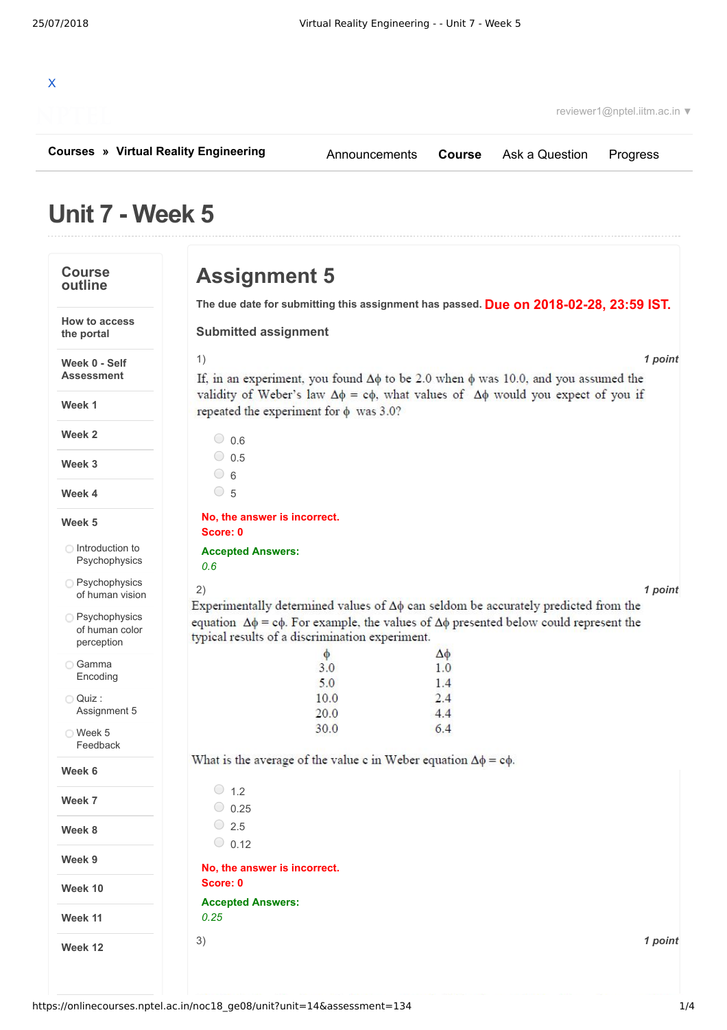X

reviewer1@nptel.iitm.ac.in ▼

**Courses** » **Virtual Reality Engineering**

Announcements **Course** Ask a Question Progress

# Unit 7 - Week 5

## Course outline

- How to access the portal
- Week 0 - Self Assessment
- Week 1
- Week 2
- Week 3
- Week 4
- Week 5
  - Introduction to Psychophysics
  - Psychophysics of human vision
  - Psychophysics of human color perception
  - Gamma Encoding
  - Quiz : Assignment 5
  - Week 5 Feedback
- Week 6
- Week 7
- Week 8
- Week 9
- Week 10
- Week 11
- Week 12

## Assignment 5

**The due date for submitting this assignment has passed.** **Due on 2018-02-28, 23:59 IST.**

### Submitted assignment

1) *1 point*

If, in an experiment, you found $\Delta\phi$ to be 2.0 when $\phi$ was 10.0, and you assumed the validity of Weber's law $\Delta\phi = c\phi$, what values of $\Delta\phi$ would you expect of you if repeated the experiment for $\phi$ was 3.0?

- 0.6
- 0.5
- 6
- 5

**No, the answer is incorrect.**
**Score: 0**

**Accepted Answers:**
*0.6*

2) *1 point*

Experimentally determined values of $\Delta\phi$ can seldom be accurately predicted from the equation $\Delta\phi = c\phi$. For example, the values of $\Delta\phi$ presented below could represent the typical results of a discrimination experiment.

| $\phi$ | $\Delta\phi$ |
|---|---|
| 3.0 | 1.0 |
| 5.0 | 1.4 |
| 10.0 | 2.4 |
| 20.0 | 4.4 |
| 30.0 | 6.4 |

What is the average of the value c in Weber equation $\Delta\phi = c\phi$.

- 1.2
- 0.25
- 2.5
- 0.12

**No, the answer is incorrect.**
**Score: 0**

**Accepted Answers:**
*0.25*

3) *1 point*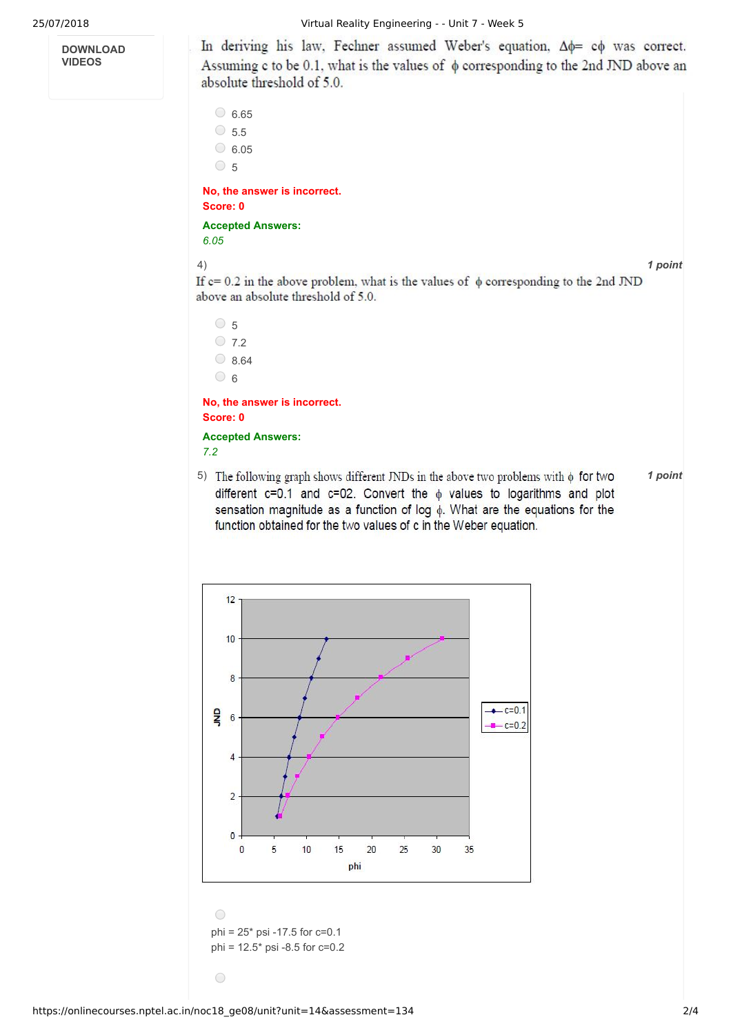DOWNLOAD VIDEOS

In deriving his law, Fechner assumed Weber's equation, $\Delta\phi = c\phi$ was correct. Assuming c to be 0.1, what is the values of $\phi$ corresponding to the 2nd JND above an absolute threshold of 5.0.

- 6.65
- 5.5
- 6.05
- 5

**No, the answer is incorrect.**
**Score: 0**

**Accepted Answers:**
*6.05*

4) *1 point*

If c= 0.2 in the above problem, what is the values of $\phi$ corresponding to the 2nd JND above an absolute threshold of 5.0.

- 5
- 7.2
- 8.64
- 6

**No, the answer is incorrect.**
**Score: 0**

**Accepted Answers:**
*7.2*

5) *1 point*

The following graph shows different JNDs in the above two problems with $\phi$ for two different c=0.1 and c=02. Convert the $\phi$ values to logarithms and plot sensation magnitude as a function of log $\phi$. What are the equations for the function obtained for the two values of c in the Weber equation.

- phi = 25* psi -17.5 for c=0.1
  phi = 12.5* psi -8.5 for c=0.2
-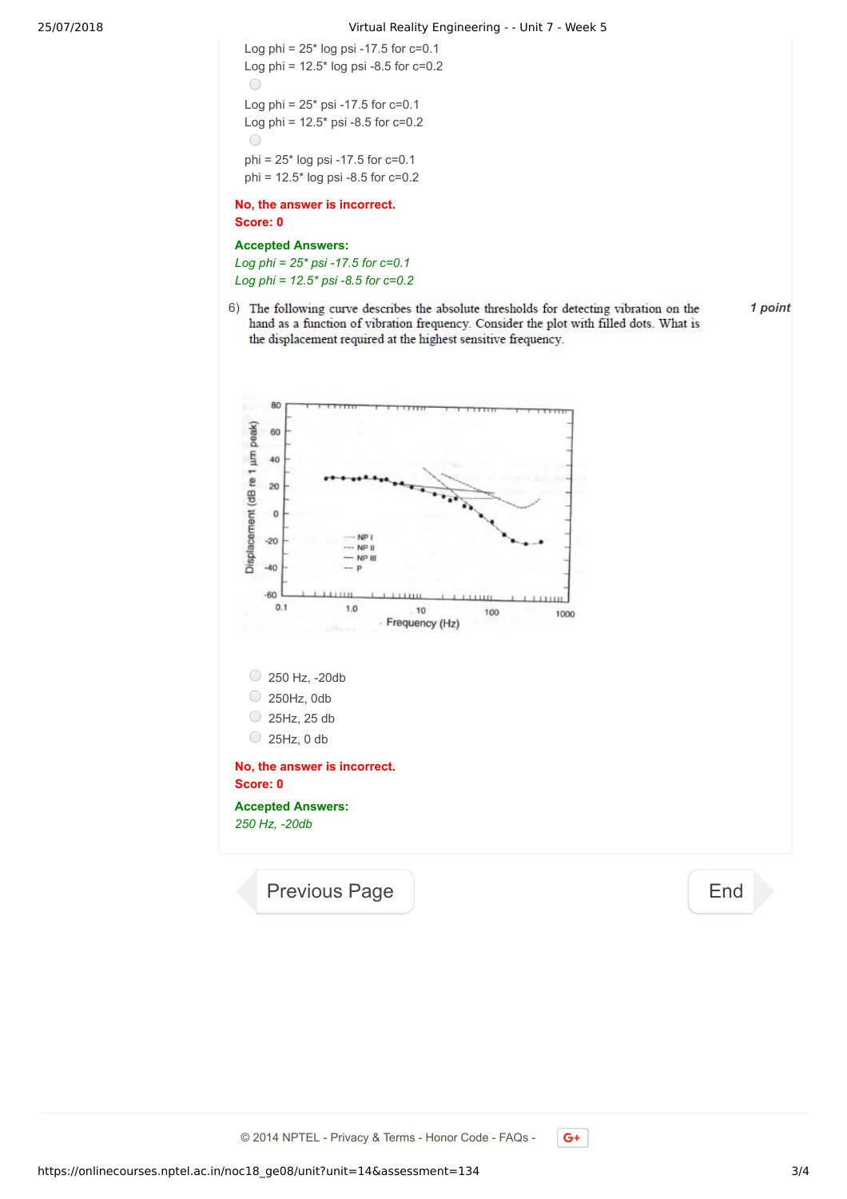Log phi = 25* log psi -17.5 for c=0.1
Log phi = 12.5* log psi -8.5 for c=0.2

Log phi = 25* psi -17.5 for c=0.1
Log phi = 12.5* psi -8.5 for c=0.2

phi = 25* log psi -17.5 for c=0.1
phi = 12.5* log psi -8.5 for c=0.2

**No, the answer is incorrect.**
**Score: 0**

**Accepted Answers:**
*Log phi = 25* psi -17.5 for c=0.1*
*Log phi = 12.5* psi -8.5 for c=0.2*

6) The following curve describes the absolute thresholds for detecting vibration on the hand as a function of vibration frequency. Consider the plot with filled dots. What is the displacement required at the highest sensitive frequency. *1 point*

- 250 Hz, -20db
- 250Hz, 0db
- 25Hz, 25 db
- 25Hz, 0 db

**No, the answer is incorrect.**
**Score: 0**

**Accepted Answers:**
*250 Hz, -20db*

Previous Page | End

© 2014 NPTEL - Privacy & Terms - Honor Code - FAQs -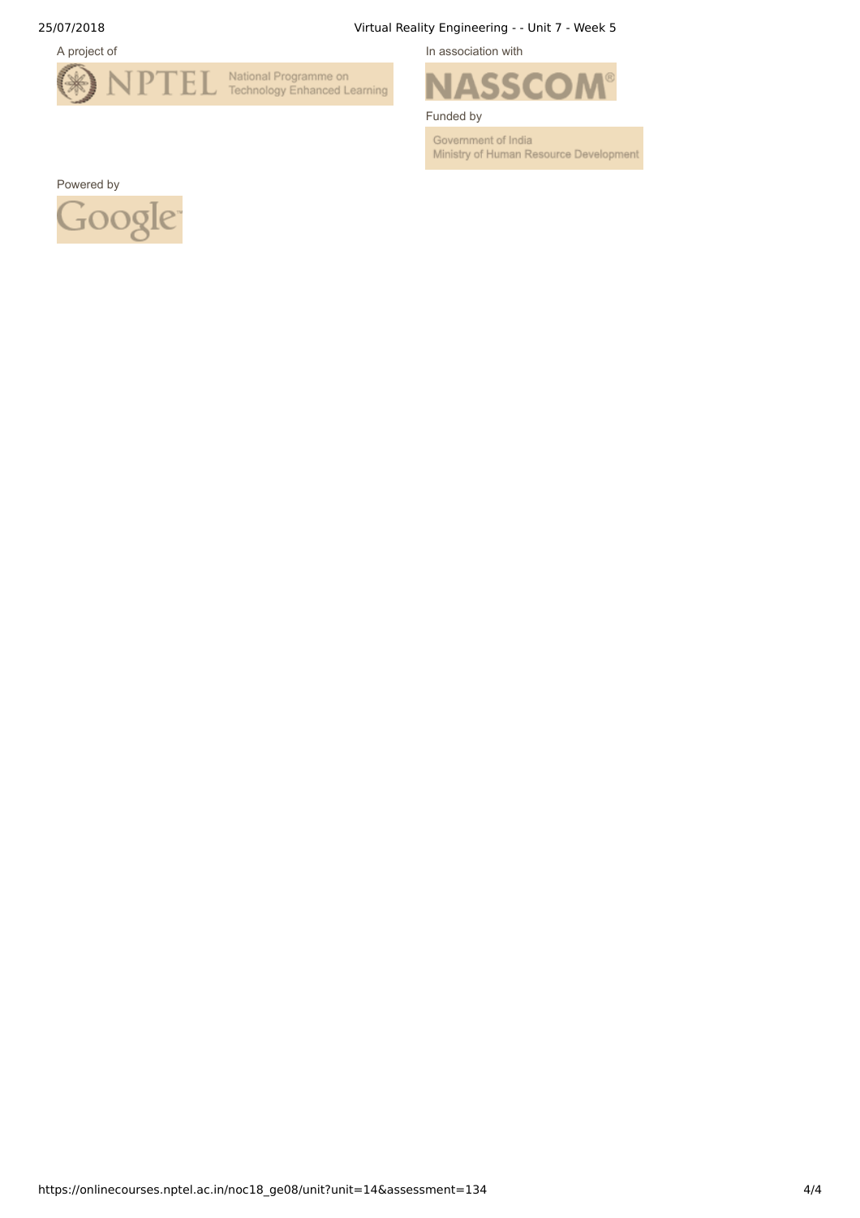A project of

NPTEL National Programme on Technology Enhanced Learning

In association with

NASSCOM®

Funded by

Government of India
Ministry of Human Resource Development

Powered by

Google™